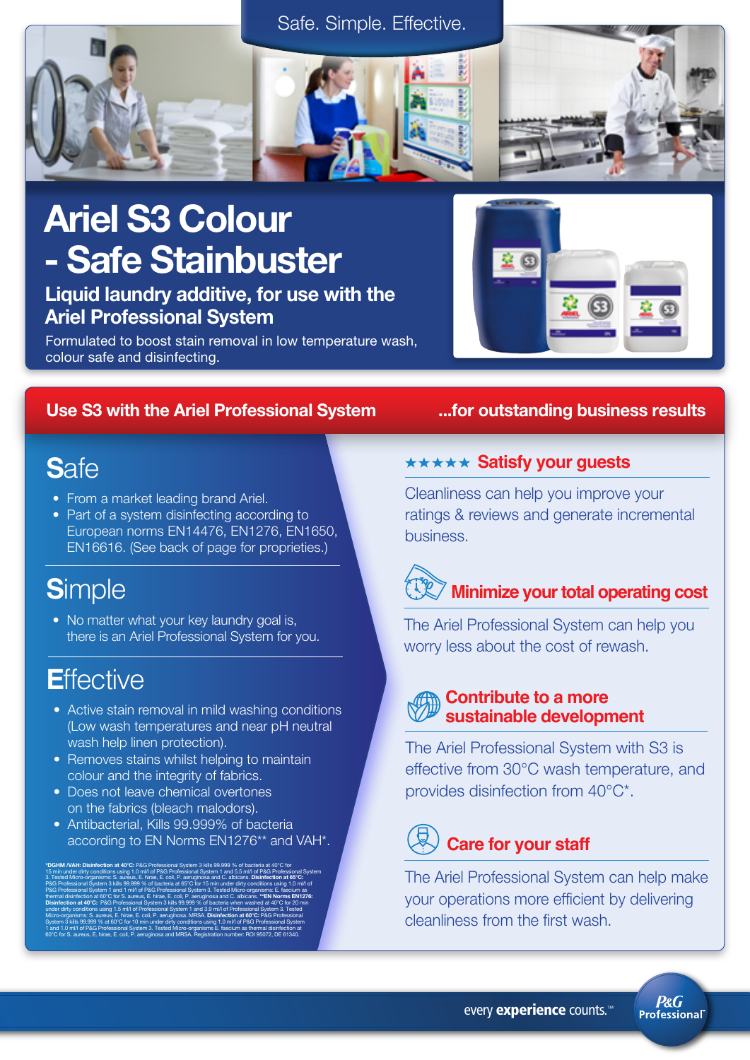Safe. Simple. Effective.

# Ariel S3 Colour - Safe Stainbuster

## Liquid laundry additive, for use with the Ariel Professional System

Formulated to boost stain removal in low temperature wash, colour safe and disinfecting.

## Use S3 with the Ariel Professional System

## Safe

- From a market leading brand Ariel.
- Part of a system disinfecting according to European norms EN14476, EN1276, EN1650, EN16616. (See back of page for proprieties.)

## Simple

- No matter what your key laundry goal is, there is an Ariel Professional System for you.

## Effective

- Active stain removal in mild washing conditions (Low wash temperatures and near pH neutral wash help linen protection).
- Removes stains whilst helping to maintain colour and the integrity of fabrics.
- Does not leave chemical overtones on the fabrics (bleach malodors).
- Antibacterial, Kills 99.999% of bacteria according to EN Norms EN1276** and VAH*.

**\*DGHM /VAH: Disinfection at 40°C:** P&G Professional System 3 kills 99.999 % of bacteria at 40°C for 15 min under dirty conditions using 1.0 ml/l of P&G Professional System 1 and 5.5 ml/l of P&G Professional System 3. Tested Micro-organisms: S. aureus, E. hirae, E. coli, P. aeruginosa and C. albicans. **Disinfection at 65°C:** P&G Professional System 3 kills 99.999 % of bacteria at 65°C for 15 min under dirty conditions using 1.0 ml/l of P&G Professional System 1 and 1 ml/l of P&G Professional System 3. Tested Micro-organisms: E. faecium as thermal disinfection at 60°C for S. aureus, E. hirae, E. coli, P. aeruginosa and C. albicans. **\*\*EN Norms EN1276: Disinfection at 40°C:** P&G Professional System 3 kills 99.999 % of bacteria when washed at 40°C for 20 min under dirty conditions using 1.5 ml/l of Professional System 1 and 3.9 ml/l of Professional System 3. Tested Micro-organisms: S. aureus, E. hirae, E. coli, P. aeruginosa. MRSA. **Disinfection at 60°C:** P&G Professional System 3 kills 99.999 % at 60°C for 10 min under dirty conditions using 1.0 ml/l of P&G Professional System 1 and 1.0 ml/l of P&G Professional System 3. Tested Micro-organisms E. faecium as thermal disinfection at 60°C for S. aureus, E. hirae, E. coli, P. aeruginosa and MRSA. Registration number: ROI 95072, DE 61340.

## ...for outstanding business results

### ★★★★★ Satisfy your guests

Cleanliness can help you improve your ratings & reviews and generate incremental business.

### Minimize your total operating cost

The Ariel Professional System can help you worry less about the cost of rewash.

### Contribute to a more sustainable development

The Ariel Professional System with S3 is effective from 30°C wash temperature, and provides disinfection from 40°C*.

### Care for your staff

The Ariel Professional System can help make your operations more efficient by delivering cleanliness from the first wash.

every **experience** counts.™

P&G Professional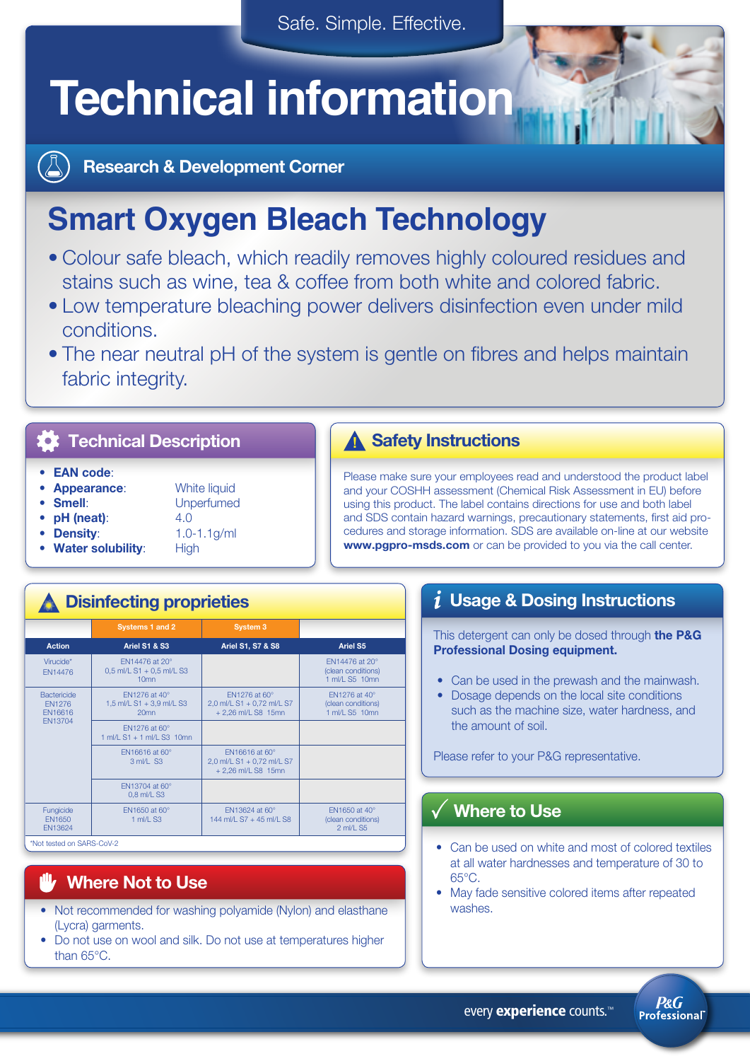Safe. Simple. Effective.

# Technical information

## Research & Development Corner

## Smart Oxygen Bleach Technology

- Colour safe bleach, which readily removes highly coloured residues and stains such as wine, tea & coffee from both white and colored fabric.
- Low temperature bleaching power delivers disinfection even under mild conditions.
- The near neutral pH of the system is gentle on fibres and helps maintain fabric integrity.

### Technical Description

- **EAN code**:
- **Appearance**: White liquid
- **Smell**: Unperfumed
- **pH (neat)**: 4.0
- **Density**: 1.0-1.1g/ml
- **Water solubility**: High

### Safety Instructions

Please make sure your employees read and understood the product label and your COSHH assessment (Chemical Risk Assessment in EU) before using this product. The label contains directions for use and both label and SDS contain hazard warnings, precautionary statements, first aid procedures and storage information. SDS are available on-line at our website **www.pgpro-msds.com** or can be provided to you via the call center.

### Disinfecting proprieties

| | Systems 1 and 2 | System 3 | |
|---|---|---|---|
| **Action** | **Ariel S1 & S3** | **Ariel S1, S7 & S8** | **Ariel S5** |
| Virucide* EN14476 | EN14476 at 20° 0,5 ml/L S1 + 0,5 ml/L S3 10mn | | EN14476 at 20° (clean conditions) 1 ml/L S5 10mn |
| Bactericide EN1276 EN16616 EN13704 | EN1276 at 40° 1,5 ml/L S1 + 3,9 ml/L S3 20mn | EN1276 at 60° 2,0 ml/L S1 + 0,72 ml/L S7 + 2,26 ml/L S8 15mn | EN1276 at 40° (clean conditions) 1 ml/L S5 10mn |
| | EN1276 at 60° 1 ml/L S1 + 1 ml/L S3 10mn | | |
| | EN16616 at 60° 3 ml/L S3 | EN16616 at 60° 2,0 ml/L S1 + 0,72 ml/L S7 + 2,26 ml/L S8 15mn | |
| | EN13704 at 60° 0,8 ml/L S3 | | |
| Fungicide EN1650 EN13624 | EN1650 at 60° 1 ml/L S3 | EN13624 at 60° 144 ml/L S7 + 45 ml/L S8 | EN1650 at 40° (clean conditions) 2 ml/L S5 |

*Not tested on SARS-CoV-2

### Where Not to Use

- Not recommended for washing polyamide (Nylon) and elasthane (Lycra) garments.
- Do not use on wool and silk. Do not use at temperatures higher than 65°C.

### Usage & Dosing Instructions

This detergent can only be dosed through **the P&G Professional Dosing equipment.**

- Can be used in the prewash and the mainwash.
- Dosage depends on the local site conditions such as the machine size, water hardness, and the amount of soil.

Please refer to your P&G representative.

### Where to Use

- Can be used on white and most of colored textiles at all water hardnesses and temperature of 30 to 65°C.
- May fade sensitive colored items after repeated washes.

every **experience** counts.™ P&G Professional™